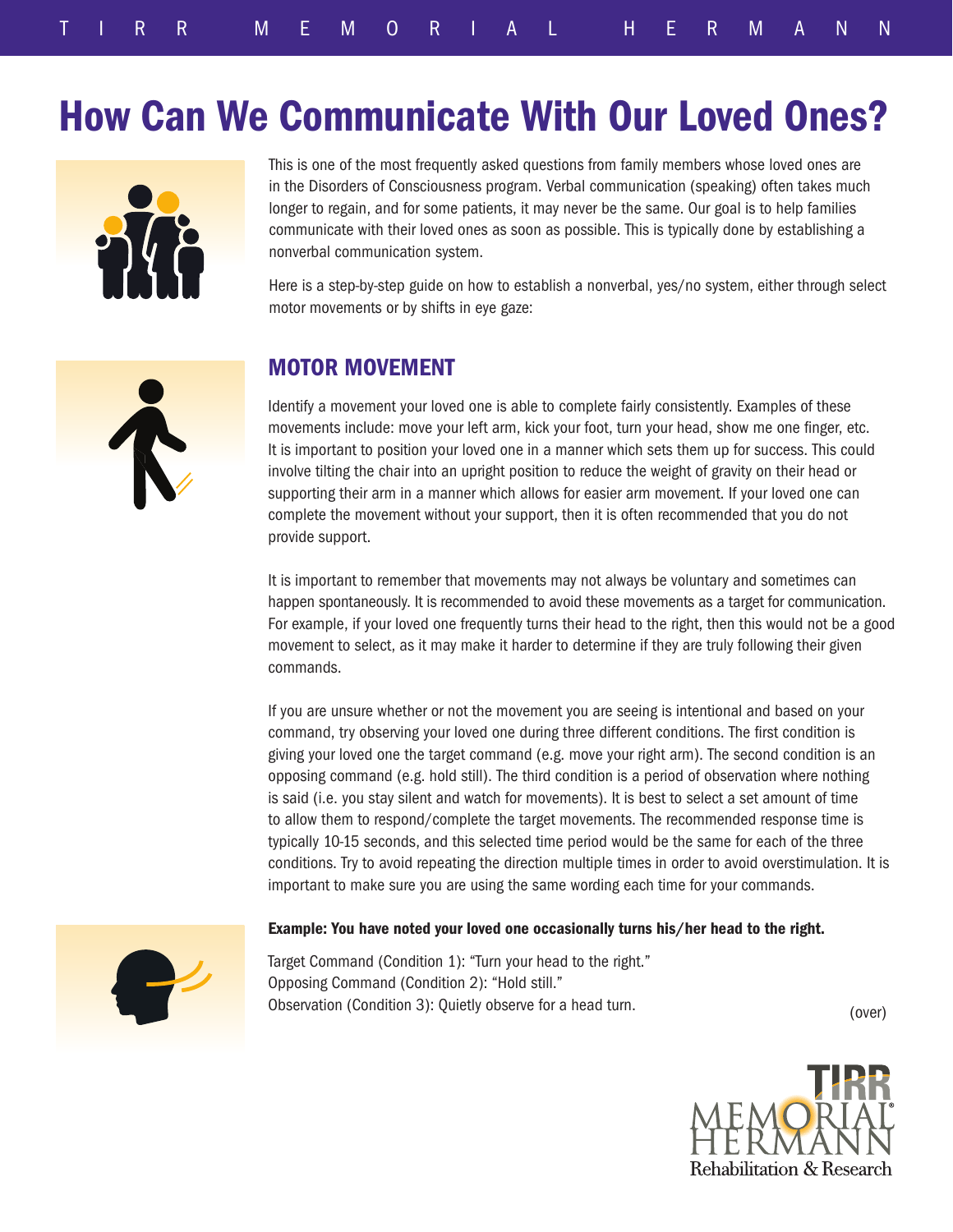# How Can We Communicate With Our Loved Ones?

This is one of the most frequently asked questions from family members whose loved ones are in the Disorders of Consciousness program. Verbal communication (speaking) often takes much longer to regain, and for some patients, it may never be the same. Our goal is to help families communicate with their loved ones as soon as possible. This is typically done by establishing a nonverbal communication system.

Here is a step-by-step guide on how to establish a nonverbal, yes/no system, either through select motor movements or by shifts in eye gaze:

## MOTOR MOVEMENT

Identify a movement your loved one is able to complete fairly consistently. Examples of these movements include: move your left arm, kick your foot, turn your head, show me one finger, etc. It is important to position your loved one in a manner which sets them up for success. This could involve tilting the chair into an upright position to reduce the weight of gravity on their head or supporting their arm in a manner which allows for easier arm movement. If your loved one can complete the movement without your support, then it is often recommended that you do not provide support.

It is important to remember that movements may not always be voluntary and sometimes can happen spontaneously. It is recommended to avoid these movements as a target for communication. For example, if your loved one frequently turns their head to the right, then this would not be a good movement to select, as it may make it harder to determine if they are truly following their given commands.

If you are unsure whether or not the movement you are seeing is intentional and based on your command, try observing your loved one during three different conditions. The first condition is giving your loved one the target command (e.g. move your right arm). The second condition is an opposing command (e.g. hold still). The third condition is a period of observation where nothing is said (i.e. you stay silent and watch for movements). It is best to select a set amount of time to allow them to respond/complete the target movements. The recommended response time is typically 10-15 seconds, and this selected time period would be the same for each of the three conditions. Try to avoid repeating the direction multiple times in order to avoid overstimulation. It is important to make sure you are using the same wording each time for your commands.

**Example: You have noted your loved one occasionally turns his/her head to the right.**

Target Command (Condition 1): “Turn your head to the right.”
Opposing Command (Condition 2): “Hold still.”
Observation (Condition 3): Quietly observe for a head turn.

(over)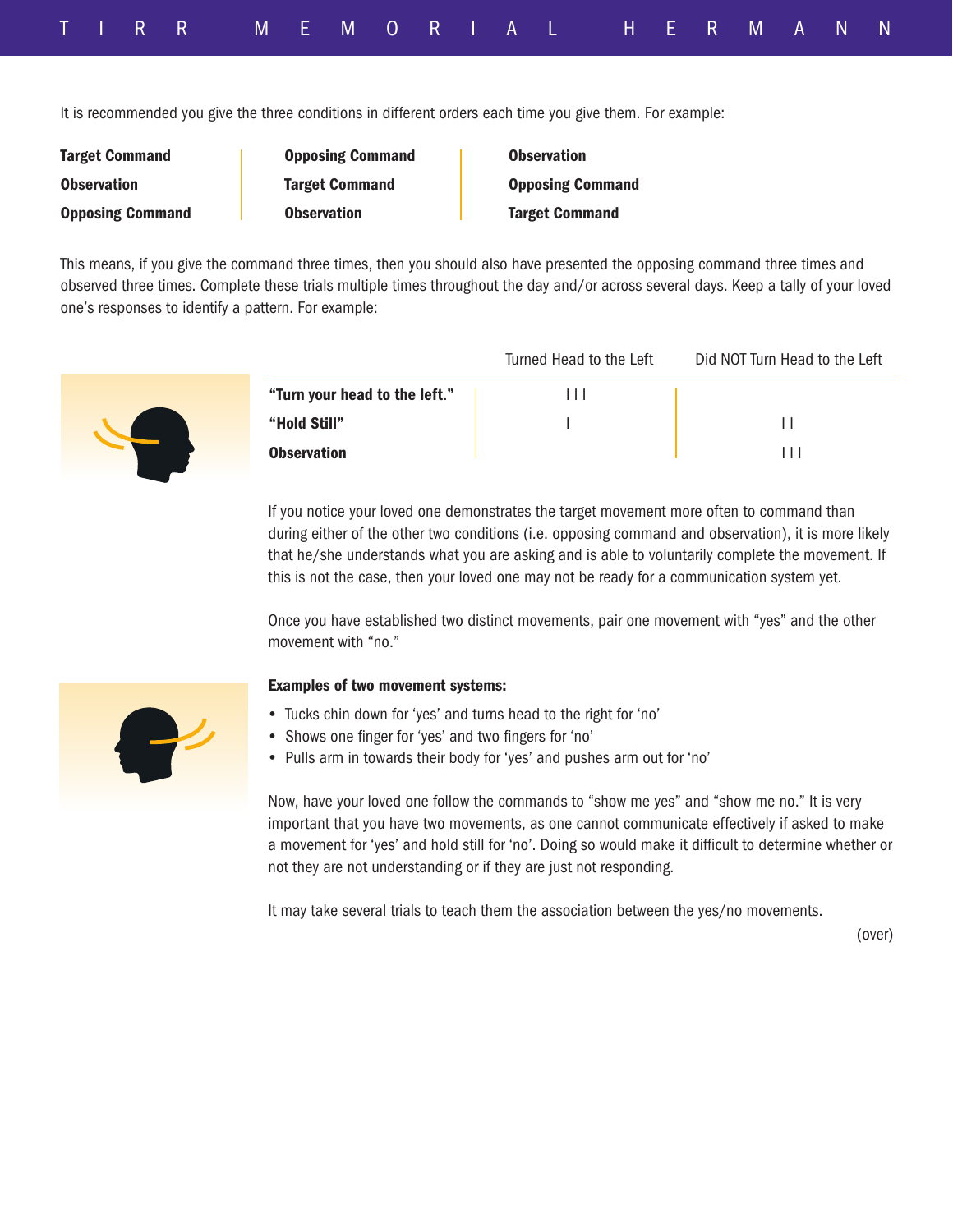It is recommended you give the three conditions in different orders each time you give them. For example:

| | | |
|---|---|---|
| **Target Command** | **Opposing Command** | **Observation** |
| **Observation** | **Target Command** | **Opposing Command** |
| **Opposing Command** | **Observation** | **Target Command** |

This means, if you give the command three times, then you should also have presented the opposing command three times and observed three times. Complete these trials multiple times throughout the day and/or across several days. Keep a tally of your loved one's responses to identify a pattern. For example:

| | Turned Head to the Left | Did NOT Turn Head to the Left |
|---|---|---|
| **"Turn your head to the left."** | III | |
| **"Hold Still"** | I | II |
| **Observation** | | III |

If you notice your loved one demonstrates the target movement more often to command than during either of the other two conditions (i.e. opposing command and observation), it is more likely that he/she understands what you are asking and is able to voluntarily complete the movement. If this is not the case, then your loved one may not be ready for a communication system yet.

Once you have established two distinct movements, pair one movement with "yes" and the other movement with "no."

**Examples of two movement systems:**

- Tucks chin down for 'yes' and turns head to the right for 'no'
- Shows one finger for 'yes' and two fingers for 'no'
- Pulls arm in towards their body for 'yes' and pushes arm out for 'no'

Now, have your loved one follow the commands to "show me yes" and "show me no." It is very important that you have two movements, as one cannot communicate effectively if asked to make a movement for 'yes' and hold still for 'no'. Doing so would make it difficult to determine whether or not they are not understanding or if they are just not responding.

It may take several trials to teach them the association between the yes/no movements.

(over)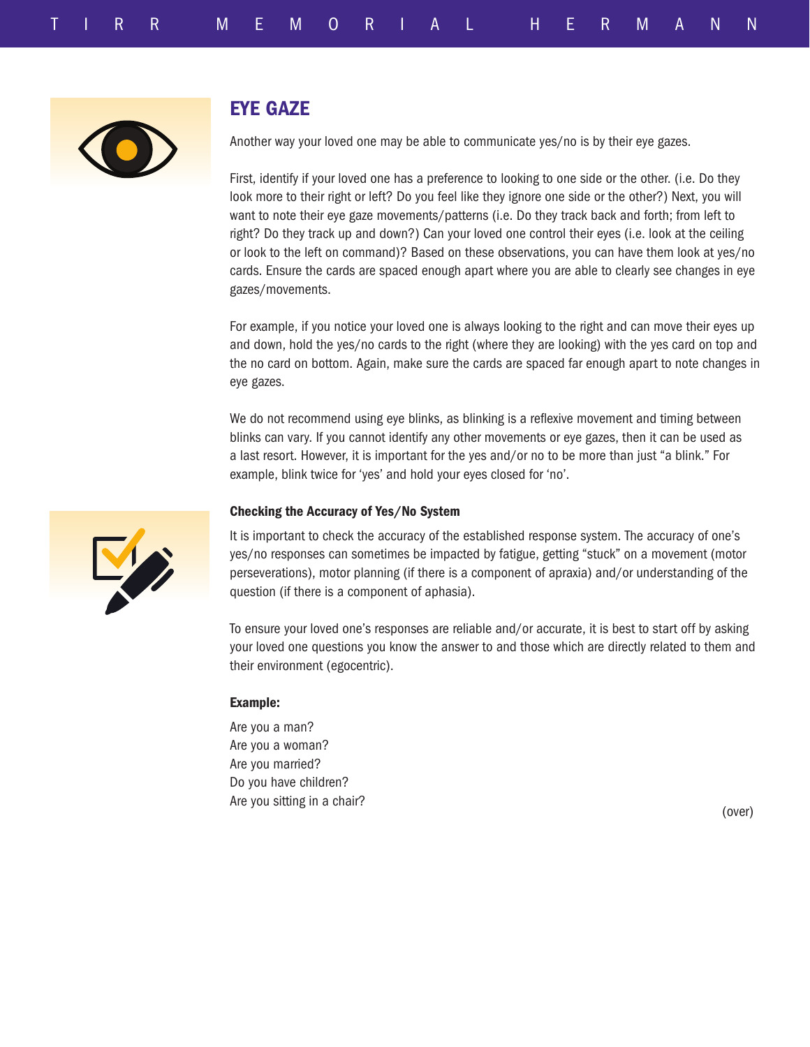## EYE GAZE

Another way your loved one may be able to communicate yes/no is by their eye gazes.

First, identify if your loved one has a preference to looking to one side or the other. (i.e. Do they look more to their right or left? Do you feel like they ignore one side or the other?) Next, you will want to note their eye gaze movements/patterns (i.e. Do they track back and forth; from left to right? Do they track up and down?) Can your loved one control their eyes (i.e. look at the ceiling or look to the left on command)? Based on these observations, you can have them look at yes/no cards. Ensure the cards are spaced enough apart where you are able to clearly see changes in eye gazes/movements.

For example, if you notice your loved one is always looking to the right and can move their eyes up and down, hold the yes/no cards to the right (where they are looking) with the yes card on top and the no card on bottom. Again, make sure the cards are spaced far enough apart to note changes in eye gazes.

We do not recommend using eye blinks, as blinking is a reflexive movement and timing between blinks can vary. If you cannot identify any other movements or eye gazes, then it can be used as a last resort. However, it is important for the yes and/or no to be more than just "a blink." For example, blink twice for 'yes' and hold your eyes closed for 'no'.

### Checking the Accuracy of Yes/No System

It is important to check the accuracy of the established response system. The accuracy of one's yes/no responses can sometimes be impacted by fatigue, getting "stuck" on a movement (motor perseverations), motor planning (if there is a component of apraxia) and/or understanding of the question (if there is a component of aphasia).

To ensure your loved one's responses are reliable and/or accurate, it is best to start off by asking your loved one questions you know the answer to and those which are directly related to them and their environment (egocentric).

**Example:**

Are you a man?
Are you a woman?
Are you married?
Do you have children?
Are you sitting in a chair?

(over)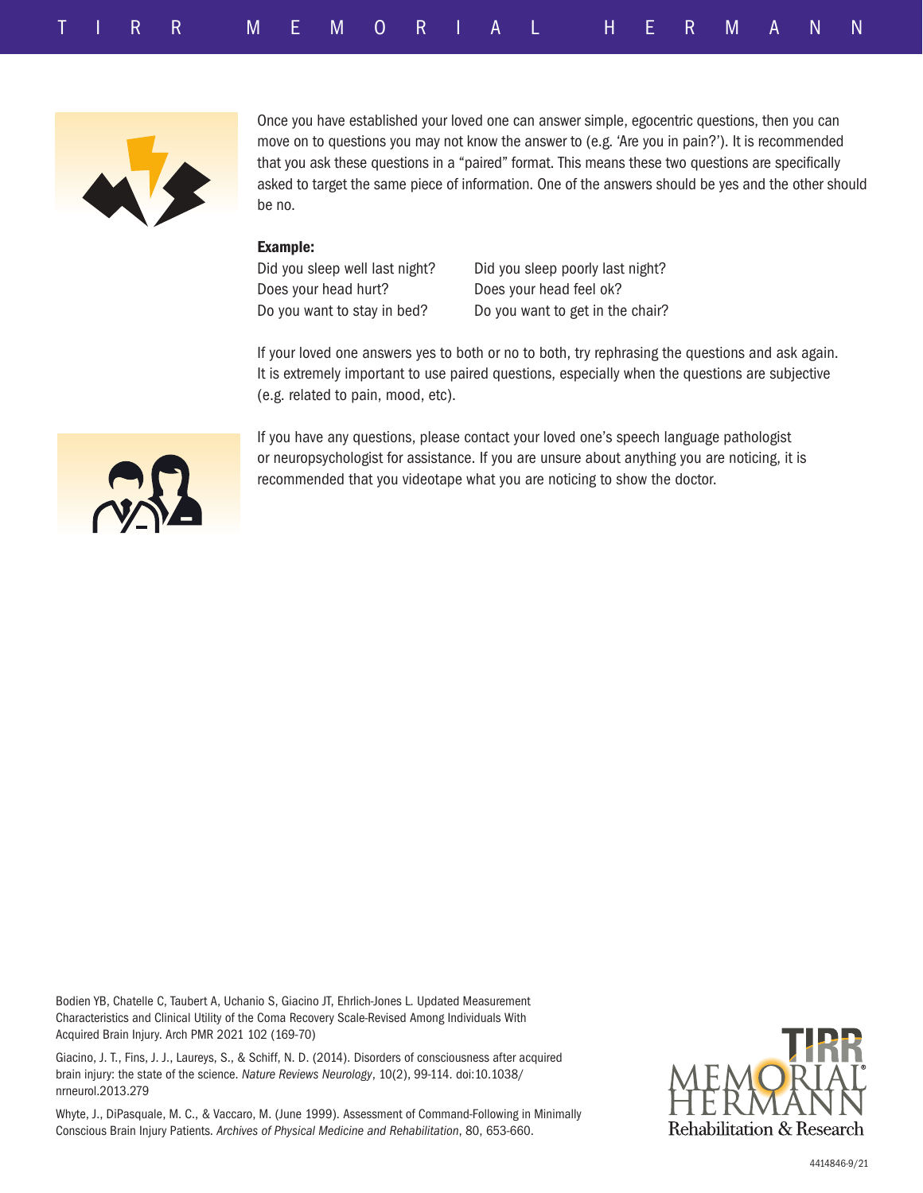Once you have established your loved one can answer simple, egocentric questions, then you can move on to questions you may not know the answer to (e.g. 'Are you in pain?'). It is recommended that you ask these questions in a "paired" format. This means these two questions are specifically asked to target the same piece of information. One of the answers should be yes and the other should be no.

**Example:**

| | |
|---|---|
| Did you sleep well last night? | Did you sleep poorly last night? |
| Does your head hurt? | Does your head feel ok? |
| Do you want to stay in bed? | Do you want to get in the chair? |

If your loved one answers yes to both or no to both, try rephrasing the questions and ask again. It is extremely important to use paired questions, especially when the questions are subjective (e.g. related to pain, mood, etc).

If you have any questions, please contact your loved one's speech language pathologist or neuropsychologist for assistance. If you are unsure about anything you are noticing, it is recommended that you videotape what you are noticing to show the doctor.

Bodien YB, Chatelle C, Taubert A, Uchanio S, Giacino JT, Ehrlich-Jones L. Updated Measurement Characteristics and Clinical Utility of the Coma Recovery Scale-Revised Among Individuals With Acquired Brain Injury. Arch PMR 2021 102 (169-70)

Giacino, J. T., Fins, J. J., Laureys, S., & Schiff, N. D. (2014). Disorders of consciousness after acquired brain injury: the state of the science. *Nature Reviews Neurology*, 10(2), 99-114. doi:10.1038/nrneurol.2013.279

Whyte, J., DiPasquale, M. C., & Vaccaro, M. (June 1999). Assessment of Command-Following in Minimally Conscious Brain Injury Patients. *Archives of Physical Medicine and Rehabilitation*, 80, 653-660.

TIRR Memorial Hermann Rehabilitation & Research

4414846-9/21